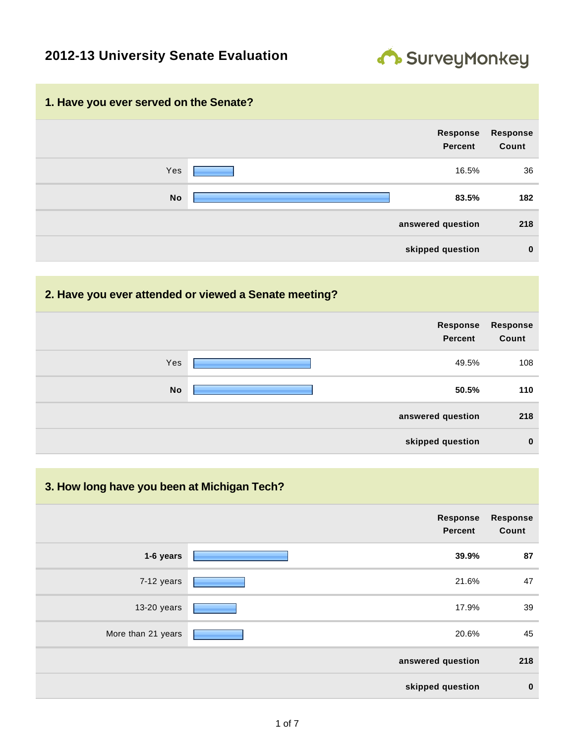# 2012-13 University Senate Evaluation

SurveyMonkey

## 1. Have you ever served on the Senate?

| | Response Percent | Response Count |
|---|---|---|
| Yes | 16.5% | 36 |
| **No** | **83.5%** | **182** |
| | **answered question** | **218** |
| | **skipped question** | **0** |

## 2. Have you ever attended or viewed a Senate meeting?

| | Response Percent | Response Count |
|---|---|---|
| Yes | 49.5% | 108 |
| **No** | **50.5%** | **110** |
| | **answered question** | **218** |
| | **skipped question** | **0** |

## 3. How long have you been at Michigan Tech?

| | Response Percent | Response Count |
|---|---|---|
| **1-6 years** | **39.9%** | **87** |
| 7-12 years | 21.6% | 47 |
| 13-20 years | 17.9% | 39 |
| More than 21 years | 20.6% | 45 |
| | **answered question** | **218** |
| | **skipped question** | **0** |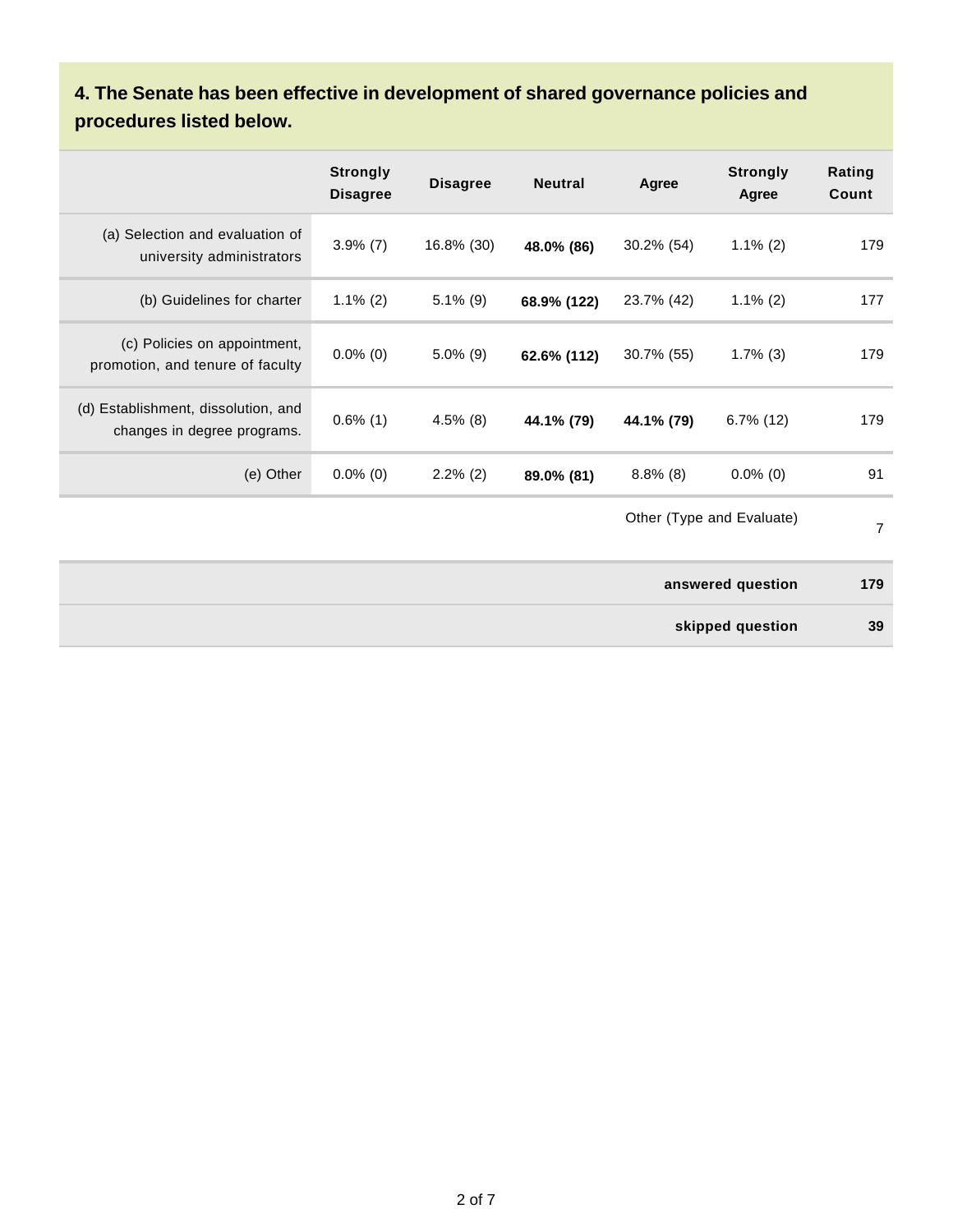## 4. The Senate has been effective in development of shared governance policies and procedures listed below.

| | Strongly Disagree | Disagree | Neutral | Agree | Strongly Agree | Rating Count |
|---|---|---|---|---|---|---|
| (a) Selection and evaluation of university administrators | 3.9% (7) | 16.8% (30) | **48.0% (86)** | 30.2% (54) | 1.1% (2) | 179 |
| (b) Guidelines for charter | 1.1% (2) | 5.1% (9) | **68.9% (122)** | 23.7% (42) | 1.1% (2) | 177 |
| (c) Policies on appointment, promotion, and tenure of faculty | 0.0% (0) | 5.0% (9) | **62.6% (112)** | 30.7% (55) | 1.7% (3) | 179 |
| (d) Establishment, dissolution, and changes in degree programs. | 0.6% (1) | 4.5% (8) | **44.1% (79)** | **44.1% (79)** | 6.7% (12) | 179 |
| (e) Other | 0.0% (0) | 2.2% (2) | **89.0% (81)** | 8.8% (8) | 0.0% (0) | 91 |
| | | | | | Other (Type and Evaluate) | 7 |
| | | | | | **answered question** | **179** |
| | | | | | **skipped question** | **39** |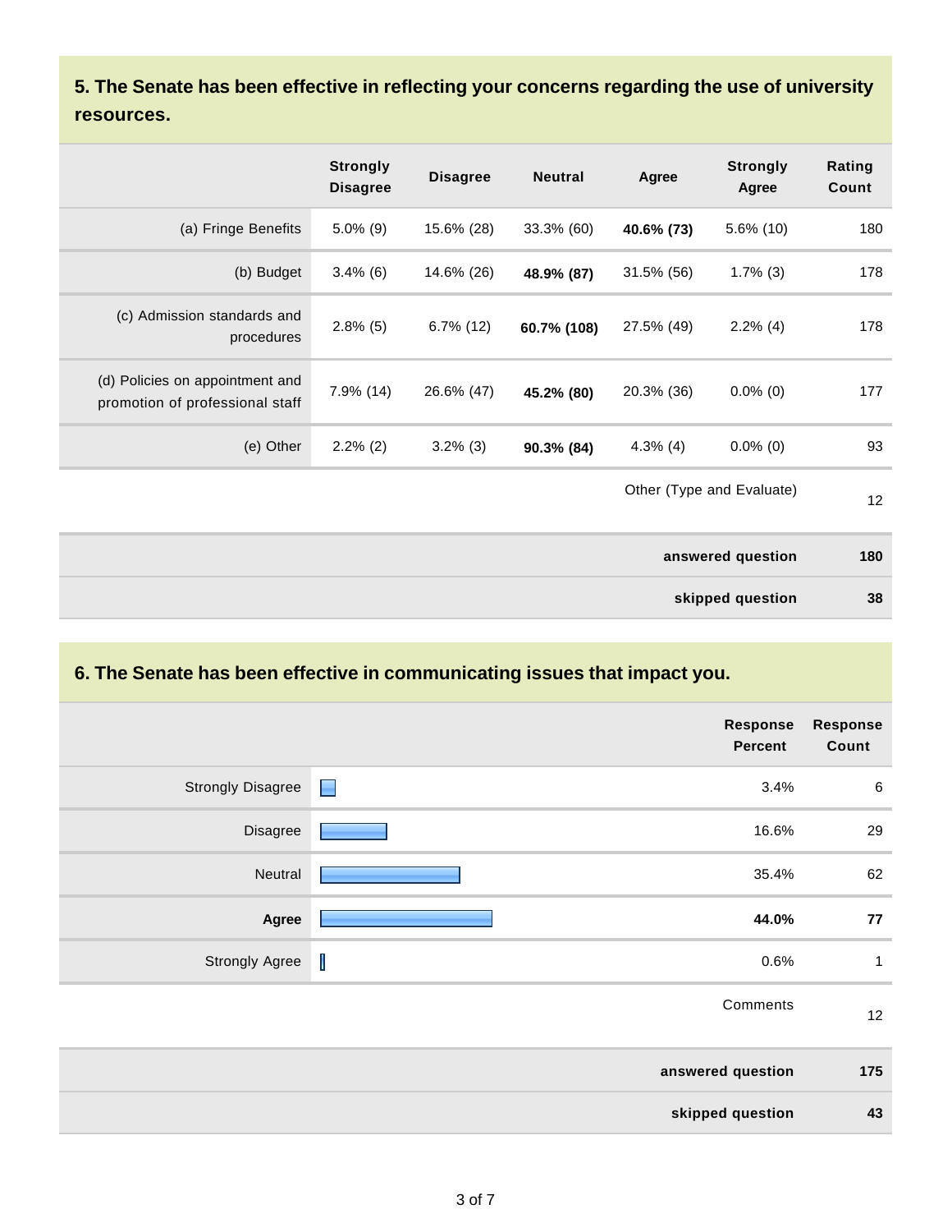## 5. The Senate has been effective in reflecting your concerns regarding the use of university resources.

| | Strongly Disagree | Disagree | Neutral | Agree | Strongly Agree | Rating Count |
|---|---|---|---|---|---|---|
| (a) Fringe Benefits | 5.0% (9) | 15.6% (28) | 33.3% (60) | **40.6% (73)** | 5.6% (10) | 180 |
| (b) Budget | 3.4% (6) | 14.6% (26) | **48.9% (87)** | 31.5% (56) | 1.7% (3) | 178 |
| (c) Admission standards and procedures | 2.8% (5) | 6.7% (12) | **60.7% (108)** | 27.5% (49) | 2.2% (4) | 178 |
| (d) Policies on appointment and promotion of professional staff | 7.9% (14) | 26.6% (47) | **45.2% (80)** | 20.3% (36) | 0.0% (0) | 177 |
| (e) Other | 2.2% (2) | 3.2% (3) | **90.3% (84)** | 4.3% (4) | 0.0% (0) | 93 |
| | | | | Other (Type and Evaluate) | | 12 |
| | | | | | **answered question** | **180** |
| | | | | | **skipped question** | **38** |

## 6. The Senate has been effective in communicating issues that impact you.

| | Response Percent | Response Count |
|---|---|---|
| Strongly Disagree | 3.4% | 6 |
| Disagree | 16.6% | 29 |
| Neutral | 35.4% | 62 |
| **Agree** | **44.0%** | **77** |
| Strongly Agree | 0.6% | 1 |
| | Comments | 12 |
| | **answered question** | **175** |
| | **skipped question** | **43** |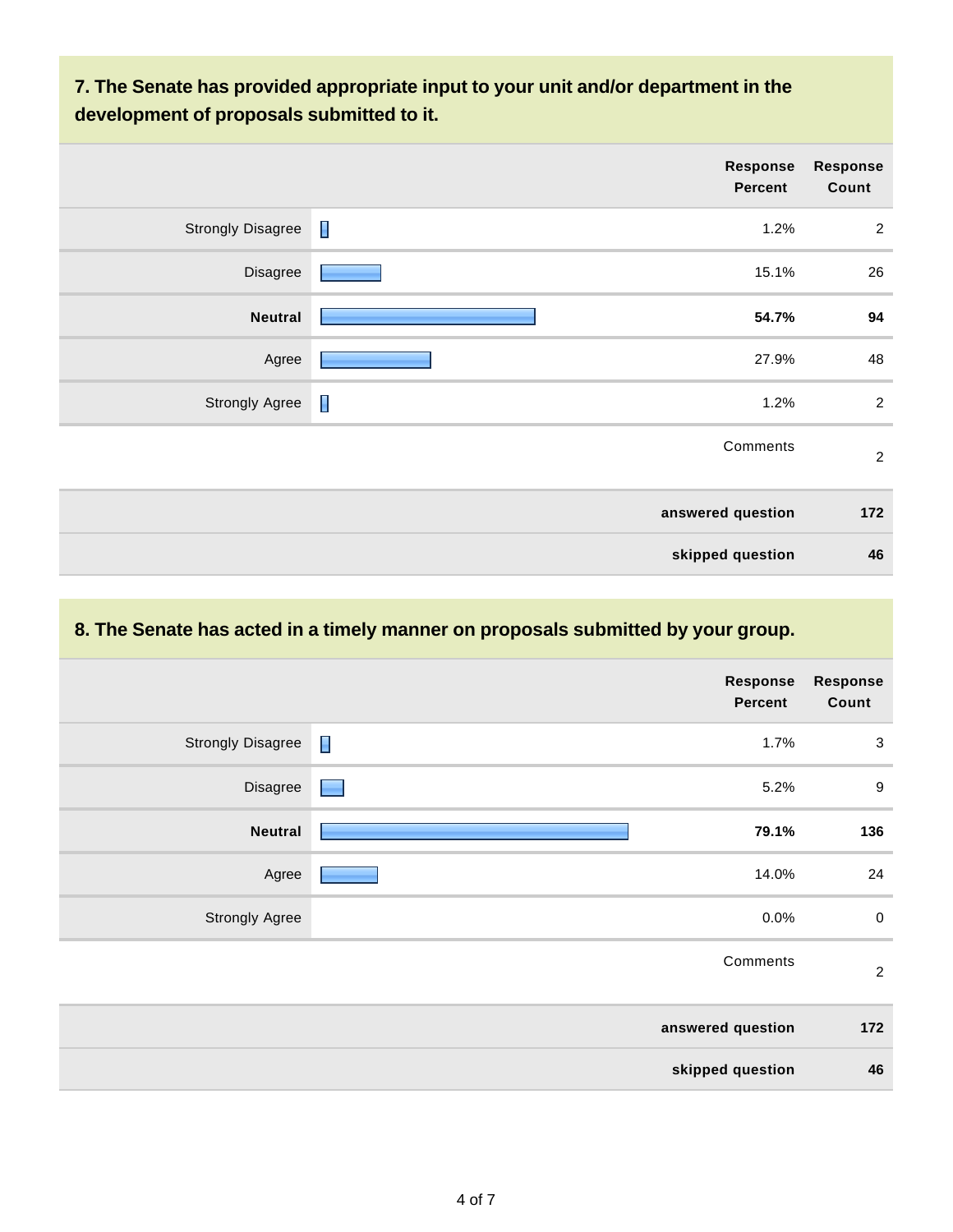## 7. The Senate has provided appropriate input to your unit and/or department in the development of proposals submitted to it.

| | Response Percent | Response Count |
|---|---|---|
| Strongly Disagree | 1.2% | 2 |
| Disagree | 15.1% | 26 |
| **Neutral** | **54.7%** | **94** |
| Agree | 27.9% | 48 |
| Strongly Agree | 1.2% | 2 |
| | Comments | 2 |
| | **answered question** | **172** |
| | **skipped question** | **46** |

## 8. The Senate has acted in a timely manner on proposals submitted by your group.

| | Response Percent | Response Count |
|---|---|---|
| Strongly Disagree | 1.7% | 3 |
| Disagree | 5.2% | 9 |
| **Neutral** | **79.1%** | **136** |
| Agree | 14.0% | 24 |
| Strongly Agree | 0.0% | 0 |
| | Comments | 2 |
| | **answered question** | **172** |
| | **skipped question** | **46** |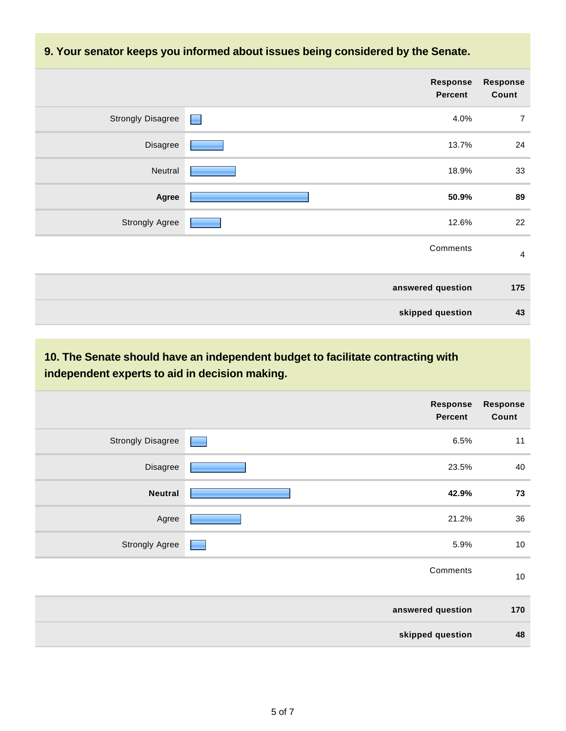## 9. Your senator keeps you informed about issues being considered by the Senate.

| | Response Percent | Response Count |
|---|---|---|
| Strongly Disagree | 4.0% | 7 |
| Disagree | 13.7% | 24 |
| Neutral | 18.9% | 33 |
| **Agree** | **50.9%** | **89** |
| Strongly Agree | 12.6% | 22 |
| | Comments | 4 |
| | **answered question** | **175** |
| | **skipped question** | **43** |

## 10. The Senate should have an independent budget to facilitate contracting with independent experts to aid in decision making.

| | Response Percent | Response Count |
|---|---|---|
| Strongly Disagree | 6.5% | 11 |
| Disagree | 23.5% | 40 |
| **Neutral** | **42.9%** | **73** |
| Agree | 21.2% | 36 |
| Strongly Agree | 5.9% | 10 |
| | Comments | 10 |
| | **answered question** | **170** |
| | **skipped question** | **48** |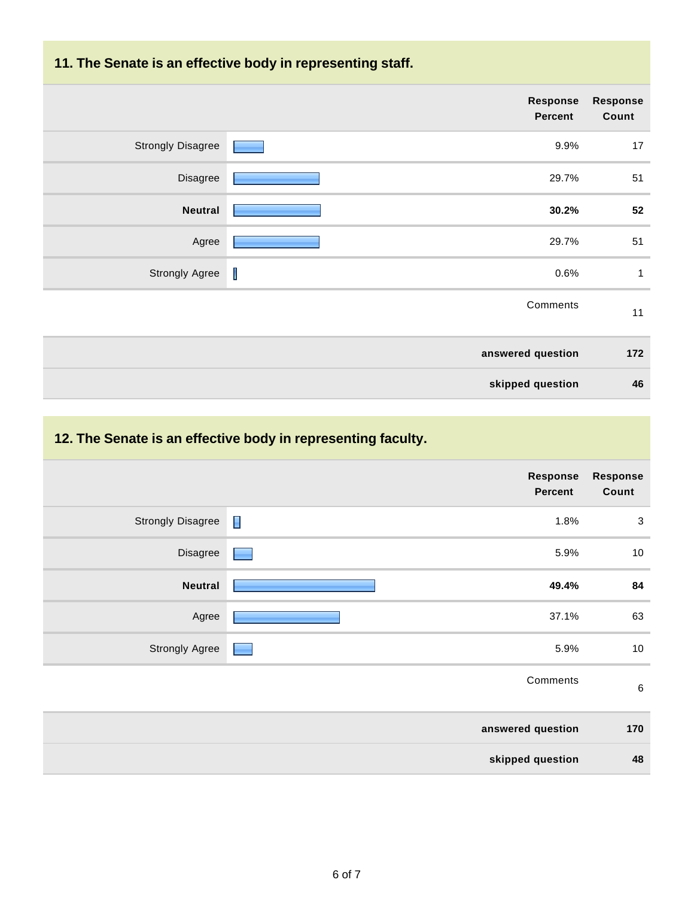## 11. The Senate is an effective body in representing staff.

| | Response Percent | Response Count |
|---|---|---|
| Strongly Disagree | 9.9% | 17 |
| Disagree | 29.7% | 51 |
| **Neutral** | **30.2%** | **52** |
| Agree | 29.7% | 51 |
| Strongly Agree | 0.6% | 1 |
| | Comments | 11 |
| | **answered question** | **172** |
| | **skipped question** | **46** |

## 12. The Senate is an effective body in representing faculty.

| | Response Percent | Response Count |
|---|---|---|
| Strongly Disagree | 1.8% | 3 |
| Disagree | 5.9% | 10 |
| **Neutral** | **49.4%** | **84** |
| Agree | 37.1% | 63 |
| Strongly Agree | 5.9% | 10 |
| | Comments | 6 |
| | **answered question** | **170** |
| | **skipped question** | **48** |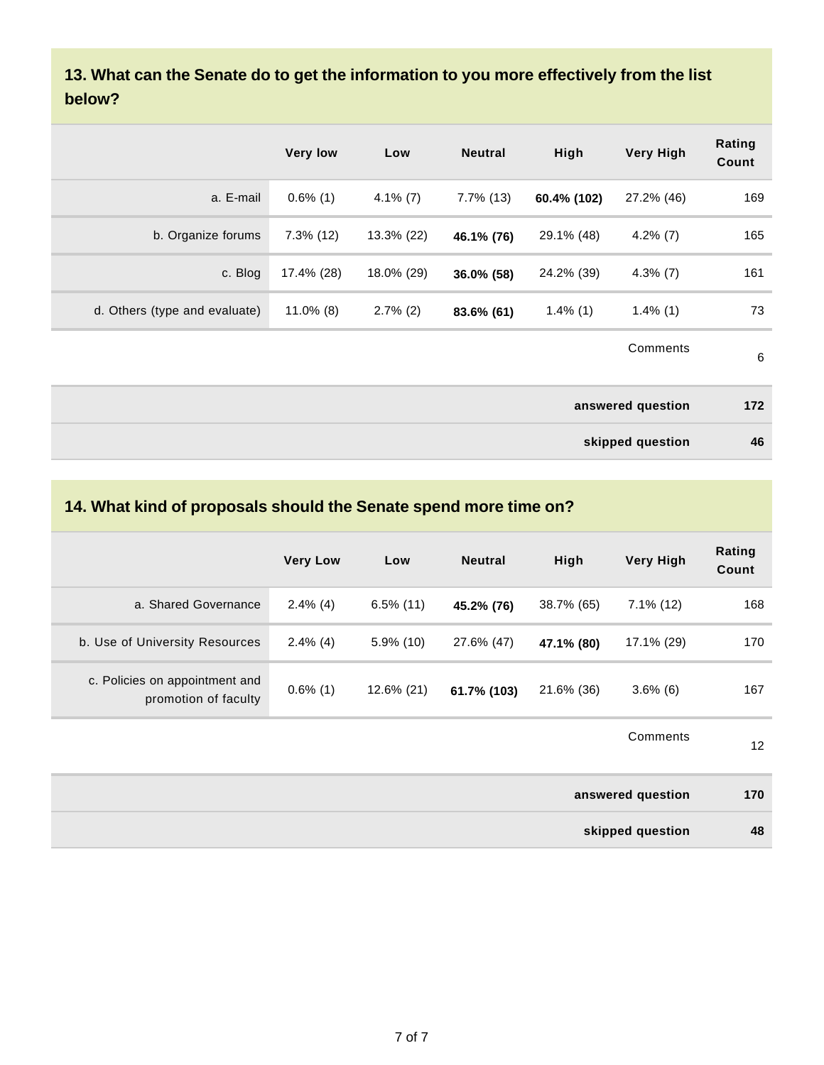## 13. What can the Senate do to get the information to you more effectively from the list below?

| | Very low | Low | Neutral | High | Very High | Rating Count |
|---|---|---|---|---|---|---|
| a. E-mail | 0.6% (1) | 4.1% (7) | 7.7% (13) | **60.4% (102)** | 27.2% (46) | 169 |
| b. Organize forums | 7.3% (12) | 13.3% (22) | **46.1% (76)** | 29.1% (48) | 4.2% (7) | 165 |
| c. Blog | 17.4% (28) | 18.0% (29) | **36.0% (58)** | 24.2% (39) | 4.3% (7) | 161 |
| d. Others (type and evaluate) | 11.0% (8) | 2.7% (2) | **83.6% (61)** | 1.4% (1) | 1.4% (1) | 73 |
| | | | | | Comments | 6 |
| | | | | | **answered question** | **172** |
| | | | | | **skipped question** | **46** |

## 14. What kind of proposals should the Senate spend more time on?

| | Very Low | Low | Neutral | High | Very High | Rating Count |
|---|---|---|---|---|---|---|
| a. Shared Governance | 2.4% (4) | 6.5% (11) | **45.2% (76)** | 38.7% (65) | 7.1% (12) | 168 |
| b. Use of University Resources | 2.4% (4) | 5.9% (10) | 27.6% (47) | **47.1% (80)** | 17.1% (29) | 170 |
| c. Policies on appointment and promotion of faculty | 0.6% (1) | 12.6% (21) | **61.7% (103)** | 21.6% (36) | 3.6% (6) | 167 |
| | | | | | Comments | 12 |
| | | | | | **answered question** | **170** |
| | | | | | **skipped question** | **48** |